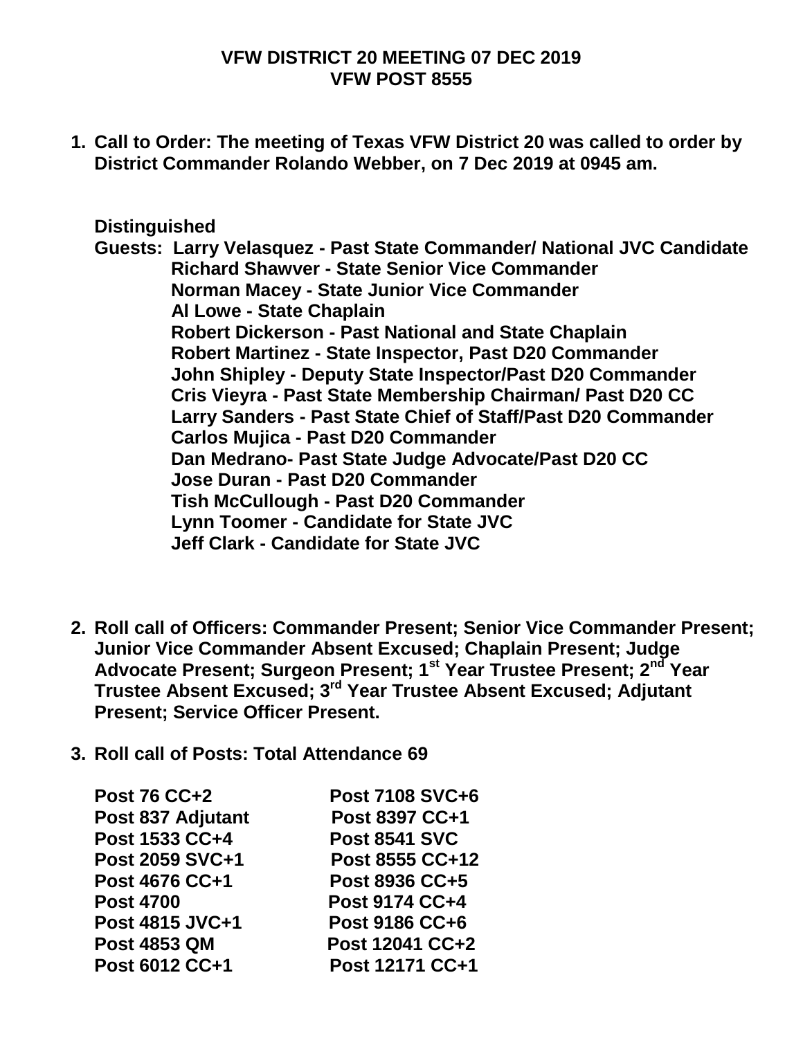# VFW DISTRICT 20 MEETING 07 DEC 2019
## VFW POST 8555

1. **Call to Order: The meeting of Texas VFW District 20 was called to order by District Commander Rolando Webber, on 7 Dec 2019 at 0945 am.**

   **Distinguished Guests:**
   - **Larry Velasquez - Past State Commander/ National JVC Candidate**
   - **Richard Shawver - State Senior Vice Commander**
   - **Norman Macey - State Junior Vice Commander**
   - **Al Lowe - State Chaplain**
   - **Robert Dickerson - Past National and State Chaplain**
   - **Robert Martinez - State Inspector, Past D20 Commander**
   - **John Shipley - Deputy State Inspector/Past D20 Commander**
   - **Cris Vieyra - Past State Membership Chairman/ Past D20 CC**
   - **Larry Sanders - Past State Chief of Staff/Past D20 Commander**
   - **Carlos Mujica - Past D20 Commander**
   - **Dan Medrano- Past State Judge Advocate/Past D20 CC**
   - **Jose Duran - Past D20 Commander**
   - **Tish McCullough - Past D20 Commander**
   - **Lynn Toomer - Candidate for State JVC**
   - **Jeff Clark - Candidate for State JVC**

2. **Roll call of Officers: Commander Present; Senior Vice Commander Present; Junior Vice Commander Absent Excused; Chaplain Present; Judge Advocate Present; Surgeon Present; 1st Year Trustee Present; 2nd Year Trustee Absent Excused; 3rd Year Trustee Absent Excused; Adjutant Present; Service Officer Present.**

3. **Roll call of Posts: Total Attendance 69**

| | |
|---|---|
| **Post 76 CC+2** | **Post 7108 SVC+6** |
| **Post 837 Adjutant** | **Post 8397 CC+1** |
| **Post 1533 CC+4** | **Post 8541 SVC** |
| **Post 2059 SVC+1** | **Post 8555 CC+12** |
| **Post 4676 CC+1** | **Post 8936 CC+5** |
| **Post 4700** | **Post 9174 CC+4** |
| **Post 4815 JVC+1** | **Post 9186 CC+6** |
| **Post 4853 QM** | **Post 12041 CC+2** |
| **Post 6012 CC+1** | **Post 12171 CC+1** |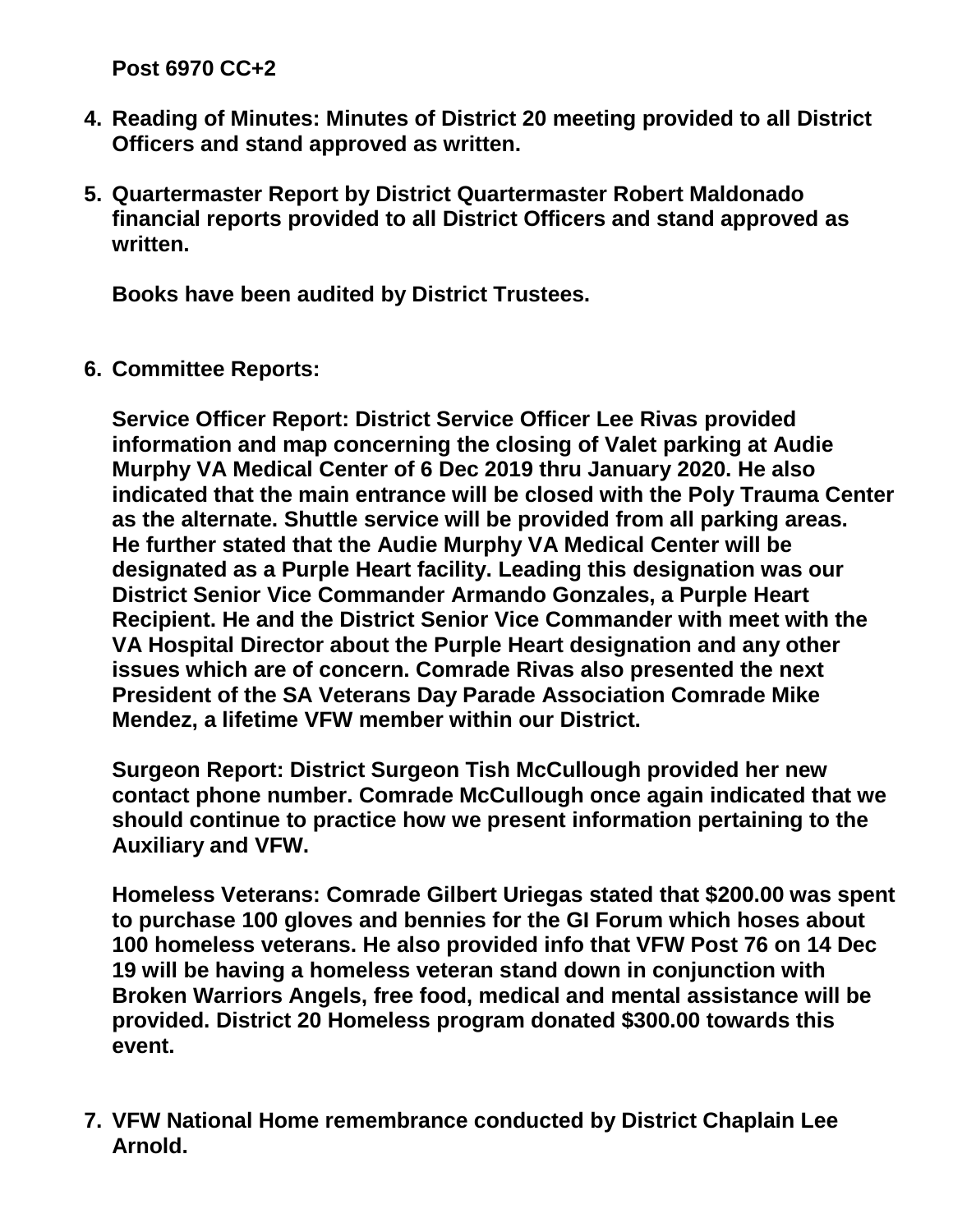**Post 6970 CC+2**

4. **Reading of Minutes: Minutes of District 20 meeting provided to all District Officers and stand approved as written.**

5. **Quartermaster Report by District Quartermaster Robert Maldonado financial reports provided to all District Officers and stand approved as written.**

   **Books have been audited by District Trustees.**

6. **Committee Reports:**

   **Service Officer Report: District Service Officer Lee Rivas provided information and map concerning the closing of Valet parking at Audie Murphy VA Medical Center of 6 Dec 2019 thru January 2020. He also indicated that the main entrance will be closed with the Poly Trauma Center as the alternate. Shuttle service will be provided from all parking areas. He further stated that the Audie Murphy VA Medical Center will be designated as a Purple Heart facility. Leading this designation was our District Senior Vice Commander Armando Gonzales, a Purple Heart Recipient. He and the District Senior Vice Commander with meet with the VA Hospital Director about the Purple Heart designation and any other issues which are of concern. Comrade Rivas also presented the next President of the SA Veterans Day Parade Association Comrade Mike Mendez, a lifetime VFW member within our District.**

   **Surgeon Report: District Surgeon Tish McCullough provided her new contact phone number. Comrade McCullough once again indicated that we should continue to practice how we present information pertaining to the Auxiliary and VFW.**

   **Homeless Veterans: Comrade Gilbert Uriegas stated that $200.00 was spent to purchase 100 gloves and bennies for the GI Forum which hoses about 100 homeless veterans. He also provided info that VFW Post 76 on 14 Dec 19 will be having a homeless veteran stand down in conjunction with Broken Warriors Angels, free food, medical and mental assistance will be provided. District 20 Homeless program donated $300.00 towards this event.**

7. **VFW National Home remembrance conducted by District Chaplain Lee Arnold.**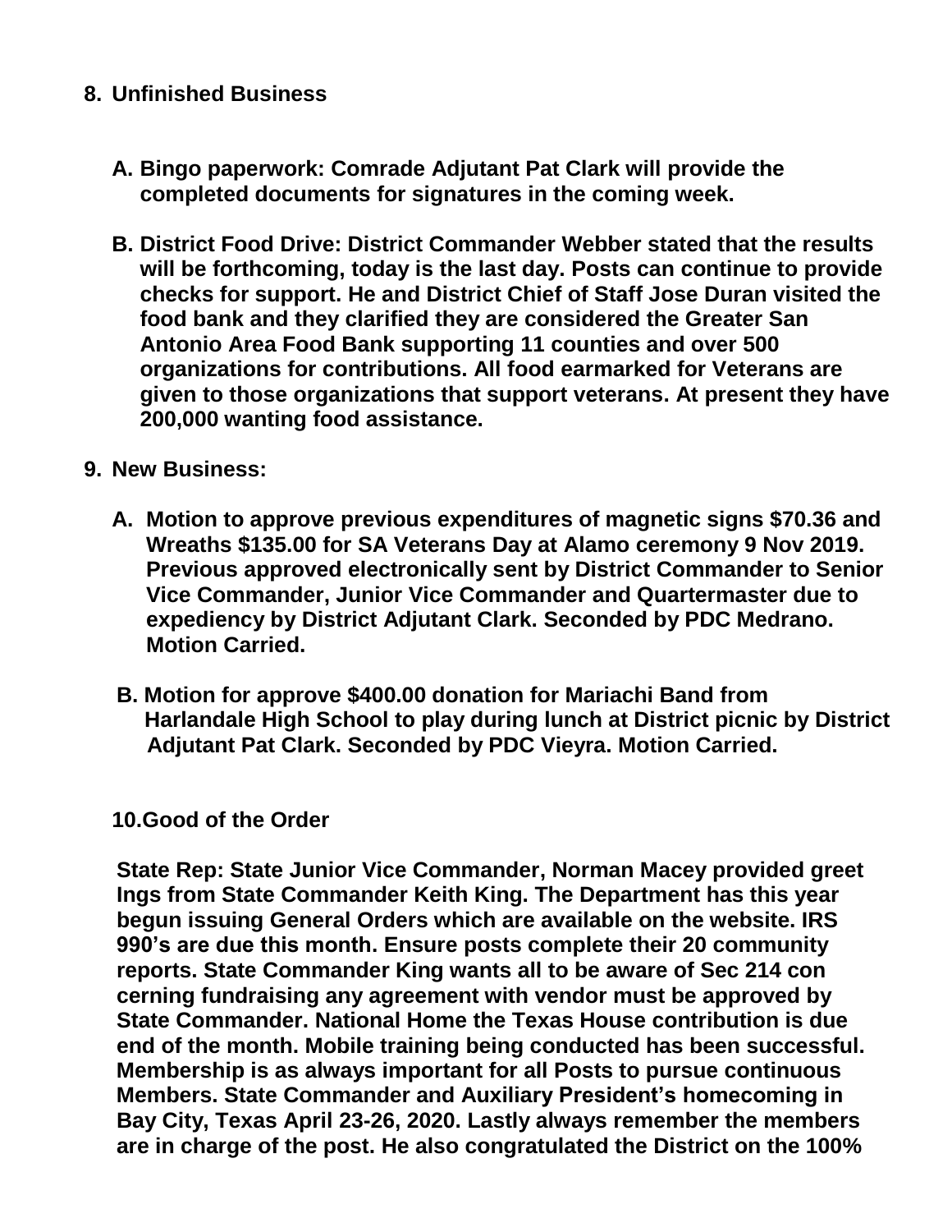**8. Unfinished Business**

**A. Bingo paperwork: Comrade Adjutant Pat Clark will provide the completed documents for signatures in the coming week.**

**B. District Food Drive: District Commander Webber stated that the results will be forthcoming, today is the last day. Posts can continue to provide checks for support. He and District Chief of Staff Jose Duran visited the food bank and they clarified they are considered the Greater San Antonio Area Food Bank supporting 11 counties and over 500 organizations for contributions. All food earmarked for Veterans are given to those organizations that support veterans. At present they have 200,000 wanting food assistance.**

**9. New Business:**

**A. Motion to approve previous expenditures of magnetic signs $70.36 and Wreaths $135.00 for SA Veterans Day at Alamo ceremony 9 Nov 2019. Previous approved electronically sent by District Commander to Senior Vice Commander, Junior Vice Commander and Quartermaster due to expediency by District Adjutant Clark. Seconded by PDC Medrano. Motion Carried.**

**B. Motion for approve $400.00 donation for Mariachi Band from Harlandale High School to play during lunch at District picnic by District Adjutant Pat Clark. Seconded by PDC Vieyra. Motion Carried.**

**10. Good of the Order**

**State Rep: State Junior Vice Commander, Norman Macey provided greet Ings from State Commander Keith King. The Department has this year begun issuing General Orders which are available on the website. IRS 990's are due this month. Ensure posts complete their 20 community reports. State Commander King wants all to be aware of Sec 214 con cerning fundraising any agreement with vendor must be approved by State Commander. National Home the Texas House contribution is due end of the month. Mobile training being conducted has been successful. Membership is as always important for all Posts to pursue continuous Members. State Commander and Auxiliary President's homecoming in Bay City, Texas April 23-26, 2020. Lastly always remember the members are in charge of the post. He also congratulated the District on the 100%**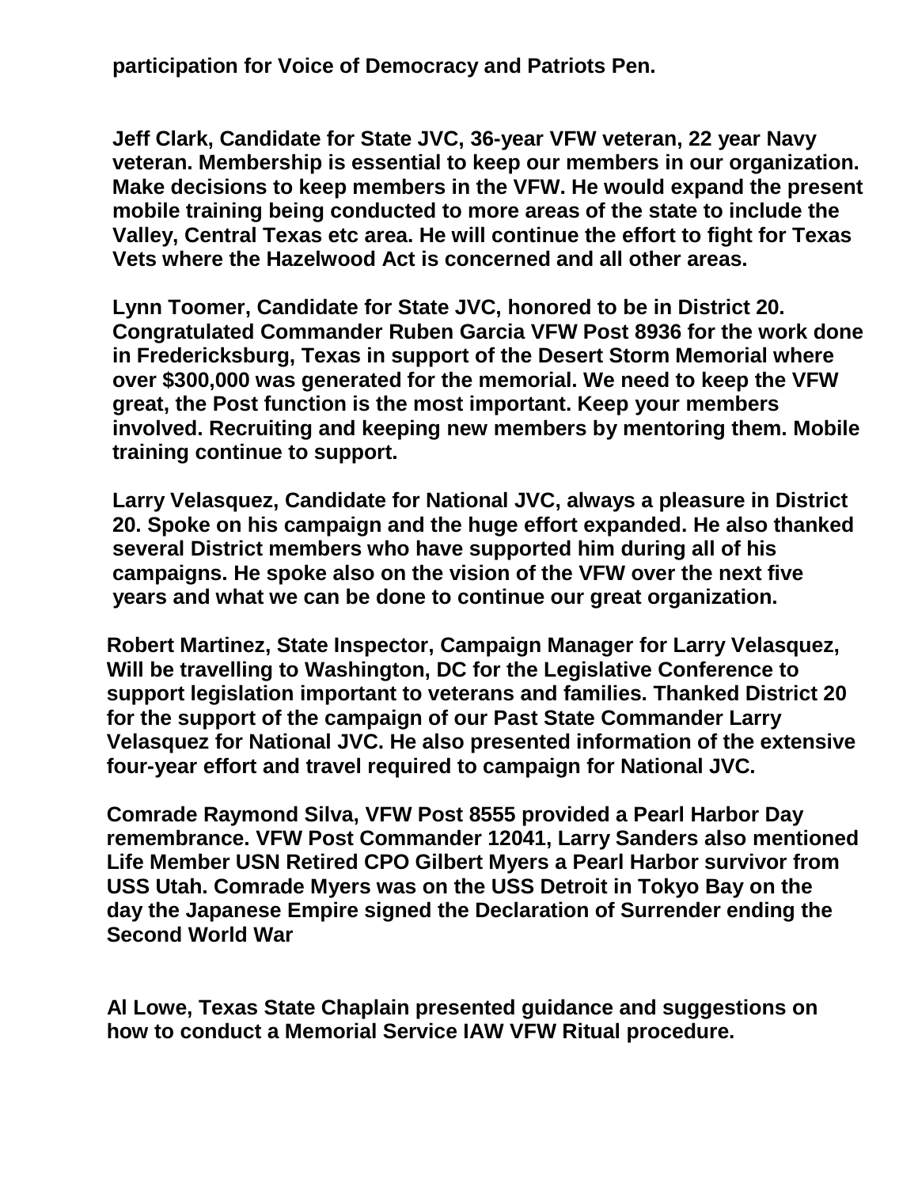**participation for Voice of Democracy and Patriots Pen.**

**Jeff Clark, Candidate for State JVC, 36-year VFW veteran, 22 year Navy veteran. Membership is essential to keep our members in our organization. Make decisions to keep members in the VFW. He would expand the present mobile training being conducted to more areas of the state to include the Valley, Central Texas etc area. He will continue the effort to fight for Texas Vets where the Hazelwood Act is concerned and all other areas.**

**Lynn Toomer, Candidate for State JVC, honored to be in District 20. Congratulated Commander Ruben Garcia VFW Post 8936 for the work done in Fredericksburg, Texas in support of the Desert Storm Memorial where over $300,000 was generated for the memorial. We need to keep the VFW great, the Post function is the most important. Keep your members involved. Recruiting and keeping new members by mentoring them. Mobile training continue to support.**

**Larry Velasquez, Candidate for National JVC, always a pleasure in District 20. Spoke on his campaign and the huge effort expanded. He also thanked several District members who have supported him during all of his campaigns. He spoke also on the vision of the VFW over the next five years and what we can be done to continue our great organization.**

**Robert Martinez, State Inspector, Campaign Manager for Larry Velasquez, Will be travelling to Washington, DC for the Legislative Conference to support legislation important to veterans and families. Thanked District 20 for the support of the campaign of our Past State Commander Larry Velasquez for National JVC. He also presented information of the extensive four-year effort and travel required to campaign for National JVC.**

**Comrade Raymond Silva, VFW Post 8555 provided a Pearl Harbor Day remembrance. VFW Post Commander 12041, Larry Sanders also mentioned Life Member USN Retired CPO Gilbert Myers a Pearl Harbor survivor from USS Utah. Comrade Myers was on the USS Detroit in Tokyo Bay on the day the Japanese Empire signed the Declaration of Surrender ending the Second World War**

**Al Lowe, Texas State Chaplain presented guidance and suggestions on how to conduct a Memorial Service IAW VFW Ritual procedure.**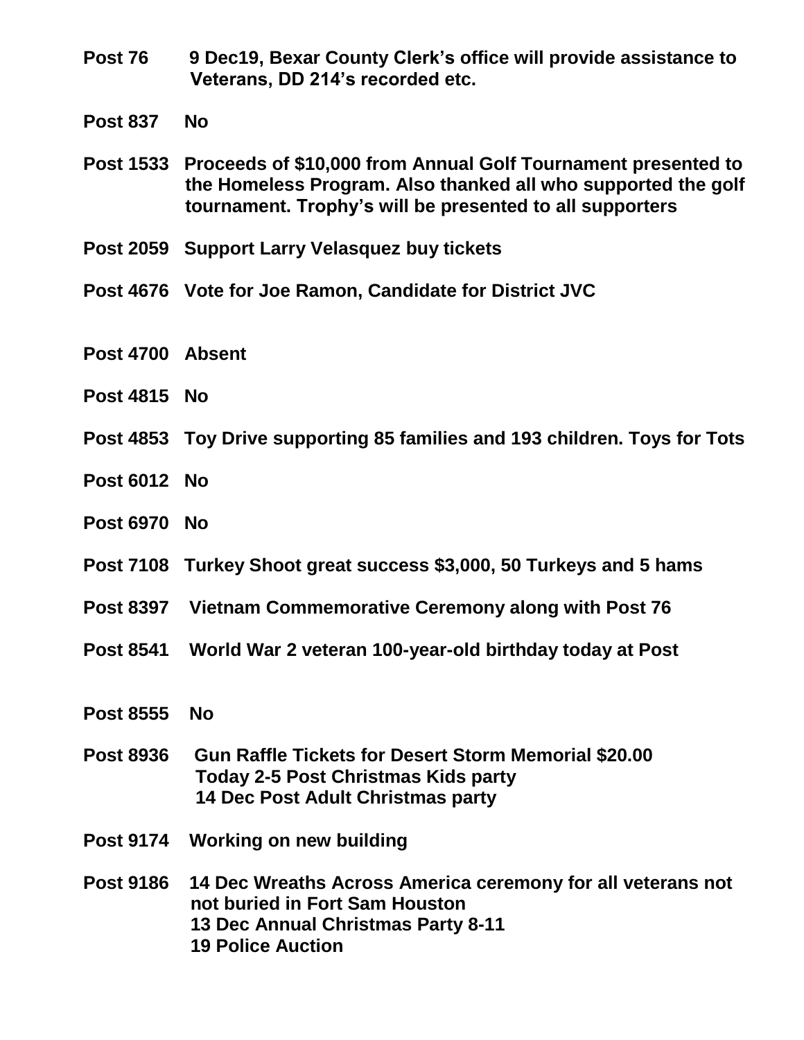**Post 76** 9 Dec19, Bexar County Clerk's office will provide assistance to Veterans, DD 214's recorded etc.

**Post 837** No

**Post 1533** Proceeds of $10,000 from Annual Golf Tournament presented to the Homeless Program. Also thanked all who supported the golf tournament. Trophy's will be presented to all supporters

**Post 2059** Support Larry Velasquez buy tickets

**Post 4676** Vote for Joe Ramon, Candidate for District JVC

**Post 4700** Absent

**Post 4815** No

**Post 4853** Toy Drive supporting 85 families and 193 children. Toys for Tots

**Post 6012** No

**Post 6970** No

**Post 7108** Turkey Shoot great success $3,000, 50 Turkeys and 5 hams

**Post 8397** Vietnam Commemorative Ceremony along with Post 76

**Post 8541** World War 2 veteran 100-year-old birthday today at Post

**Post 8555** No

**Post 8936** Gun Raffle Tickets for Desert Storm Memorial $20.00
Today 2-5 Post Christmas Kids party
14 Dec Post Adult Christmas party

**Post 9174** Working on new building

**Post 9186** 14 Dec Wreaths Across America ceremony for all veterans not not buried in Fort Sam Houston
13 Dec Annual Christmas Party 8-11
19 Police Auction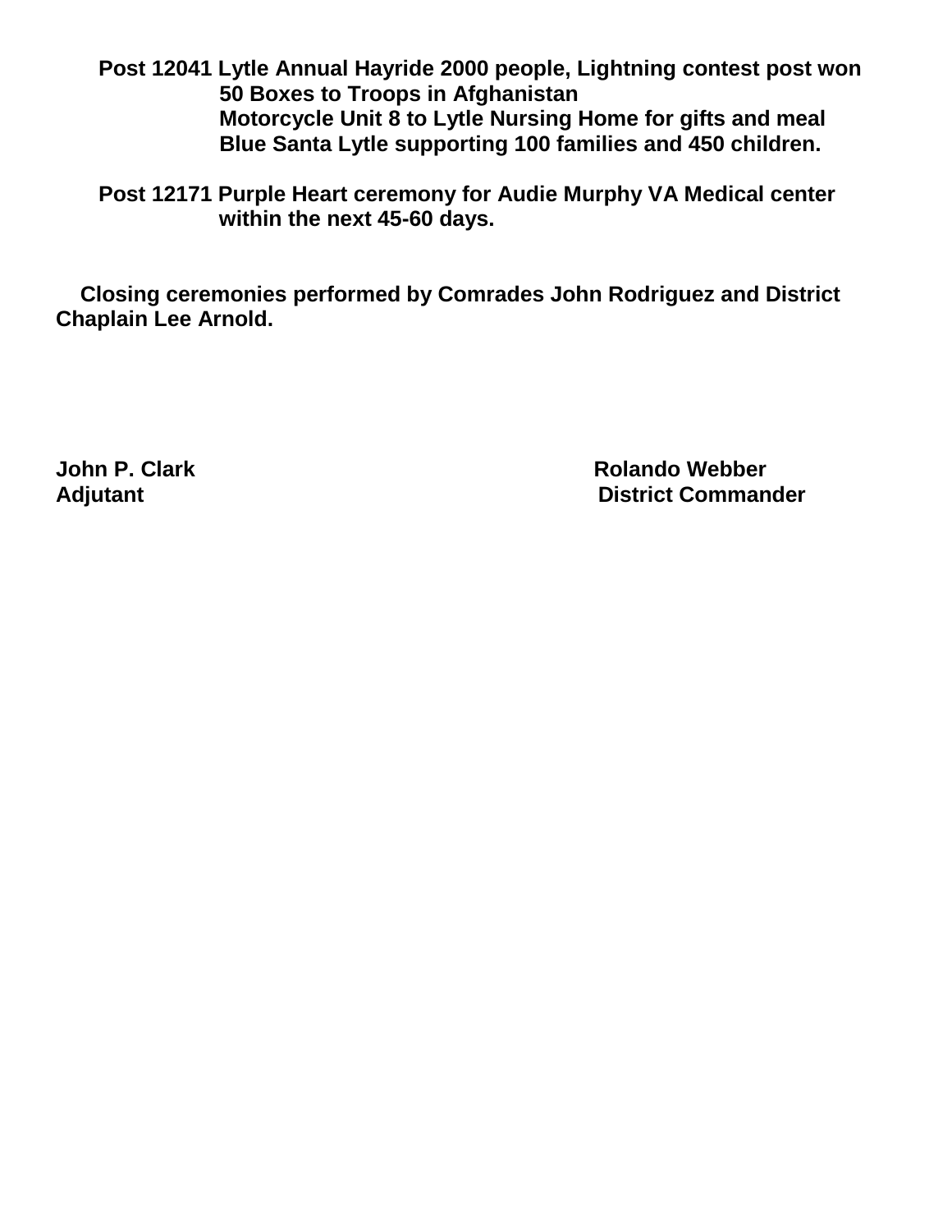**Post 12041 Lytle Annual Hayride 2000 people, Lightning contest post won**
**50 Boxes to Troops in Afghanistan**
**Motorcycle Unit 8 to Lytle Nursing Home for gifts and meal**
**Blue Santa Lytle supporting 100 families and 450 children.**

**Post 12171 Purple Heart ceremony for Audie Murphy VA Medical center within the next 45-60 days.**

**Closing ceremonies performed by Comrades John Rodriguez and District Chaplain Lee Arnold.**

**John P. Clark**
**Adjutant**

**Rolando Webber**
**District Commander**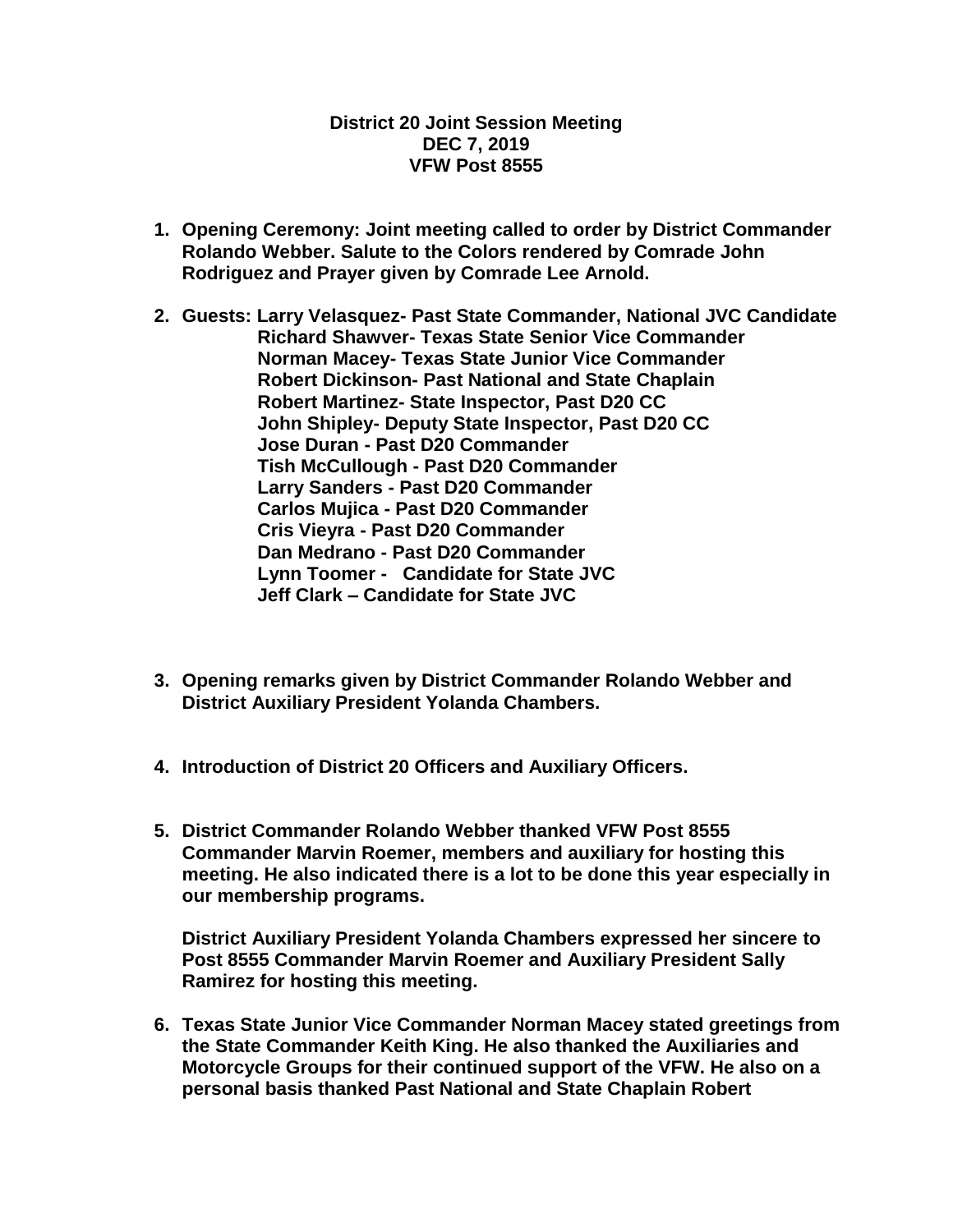**District 20 Joint Session Meeting**
**DEC 7, 2019**
**VFW Post 8555**

1. **Opening Ceremony: Joint meeting called to order by District Commander Rolando Webber. Salute to the Colors rendered by Comrade John Rodriguez and Prayer given by Comrade Lee Arnold.**

2. **Guests: Larry Velasquez- Past State Commander, National JVC Candidate**
   **Richard Shawver- Texas State Senior Vice Commander**
   **Norman Macey- Texas State Junior Vice Commander**
   **Robert Dickinson- Past National and State Chaplain**
   **Robert Martinez- State Inspector, Past D20 CC**
   **John Shipley- Deputy State Inspector, Past D20 CC**
   **Jose Duran - Past D20 Commander**
   **Tish McCullough - Past D20 Commander**
   **Larry Sanders - Past D20 Commander**
   **Carlos Mujica - Past D20 Commander**
   **Cris Vieyra - Past D20 Commander**
   **Dan Medrano - Past D20 Commander**
   **Lynn Toomer - Candidate for State JVC**
   **Jeff Clark – Candidate for State JVC**

3. **Opening remarks given by District Commander Rolando Webber and District Auxiliary President Yolanda Chambers.**

4. **Introduction of District 20 Officers and Auxiliary Officers.**

5. **District Commander Rolando Webber thanked VFW Post 8555 Commander Marvin Roemer, members and auxiliary for hosting this meeting. He also indicated there is a lot to be done this year especially in our membership programs.**

   **District Auxiliary President Yolanda Chambers expressed her sincere to Post 8555 Commander Marvin Roemer and Auxiliary President Sally Ramirez for hosting this meeting.**

6. **Texas State Junior Vice Commander Norman Macey stated greetings from the State Commander Keith King. He also thanked the Auxiliaries and Motorcycle Groups for their continued support of the VFW. He also on a personal basis thanked Past National and State Chaplain Robert**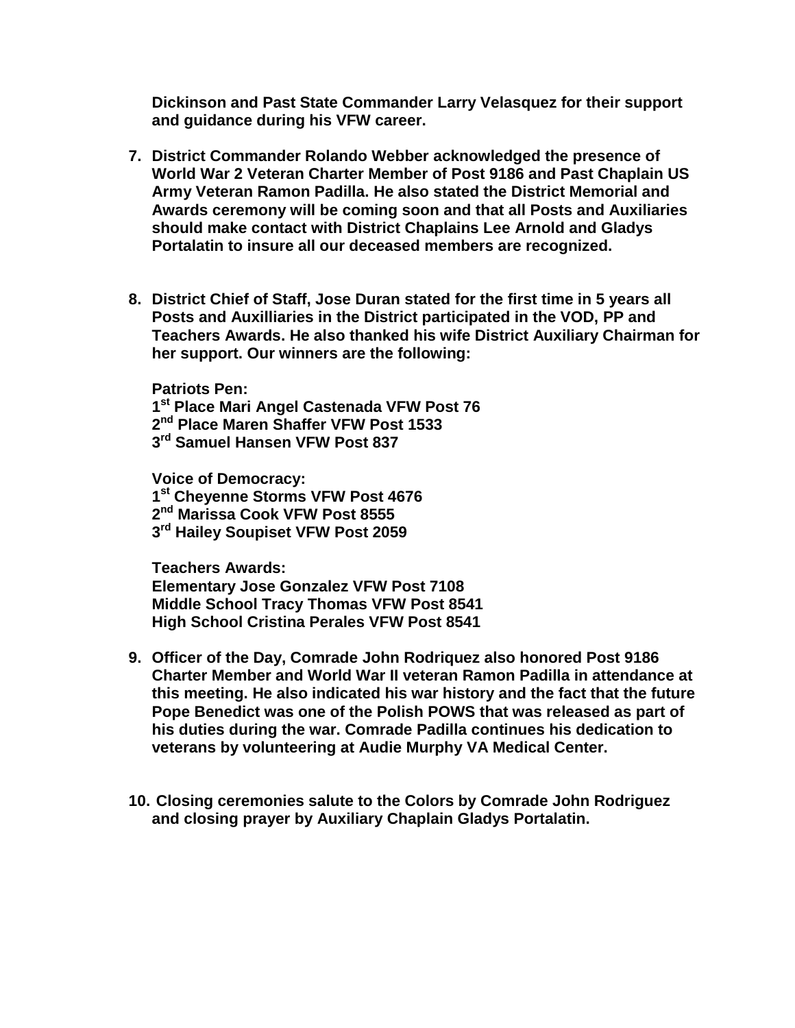**Dickinson and Past State Commander Larry Velasquez for their support and guidance during his VFW career.**

7. **District Commander Rolando Webber acknowledged the presence of World War 2 Veteran Charter Member of Post 9186 and Past Chaplain US Army Veteran Ramon Padilla. He also stated the District Memorial and Awards ceremony will be coming soon and that all Posts and Auxiliaries should make contact with District Chaplains Lee Arnold and Gladys Portalatin to insure all our deceased members are recognized.**

8. **District Chief of Staff, Jose Duran stated for the first time in 5 years all Posts and Auxilliaries in the District participated in the VOD, PP and Teachers Awards. He also thanked his wife District Auxiliary Chairman for her support. Our winners are the following:**

   **Patriots Pen:**
   **1st Place Mari Angel Castenada VFW Post 76**
   **2nd Place Maren Shaffer VFW Post 1533**
   **3rd Samuel Hansen VFW Post 837**

   **Voice of Democracy:**
   **1st Cheyenne Storms VFW Post 4676**
   **2nd Marissa Cook VFW Post 8555**
   **3rd Hailey Soupiset VFW Post 2059**

   **Teachers Awards:**
   **Elementary Jose Gonzalez VFW Post 7108**
   **Middle School Tracy Thomas VFW Post 8541**
   **High School Cristina Perales VFW Post 8541**

9. **Officer of the Day, Comrade John Rodriquez also honored Post 9186 Charter Member and World War II veteran Ramon Padilla in attendance at this meeting. He also indicated his war history and the fact that the future Pope Benedict was one of the Polish POWS that was released as part of his duties during the war. Comrade Padilla continues his dedication to veterans by volunteering at Audie Murphy VA Medical Center.**

10. **Closing ceremonies salute to the Colors by Comrade John Rodriguez and closing prayer by Auxiliary Chaplain Gladys Portalatin.**